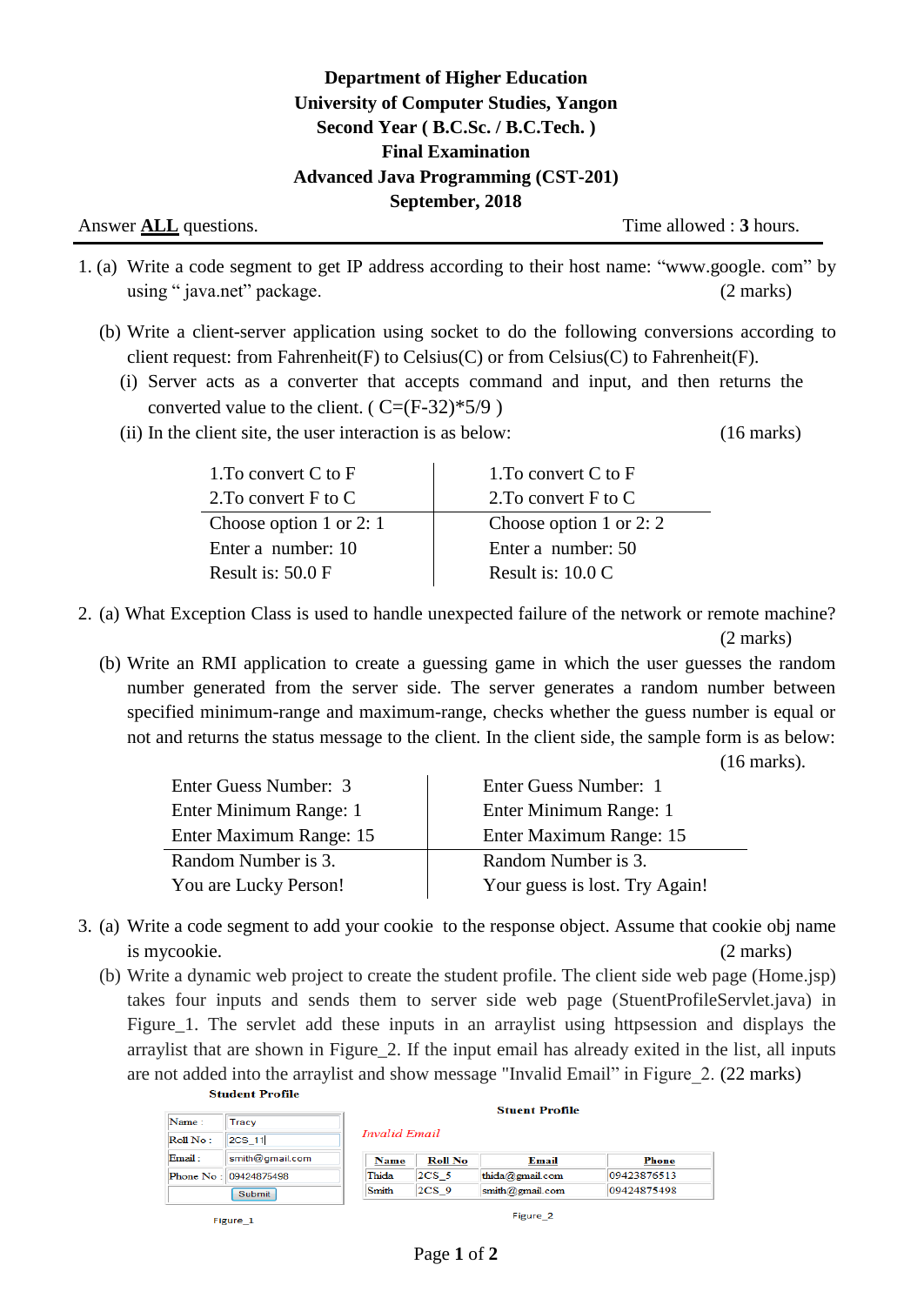**Department of Higher Education**
**University of Computer Studies, Yangon**
**Second Year ( B.C.Sc. / B.C.Tech. )**
**Final Examination**
**Advanced Java Programming (CST-201)**
**September, 2018**

Answer **ALL** questions. Time allowed : **3** hours.

---

1. (a) Write a code segment to get IP address according to their host name: "www.google. com" by using " java.net" package. (2 marks)

   (b) Write a client-server application using socket to do the following conversions according to client request: from Fahrenheit(F) to Celsius(C) or from Celsius(C) to Fahrenheit(F).

   (i) Server acts as a converter that accepts command and input, and then returns the converted value to the client. ( C=(F-32)*5/9 )

   (ii) In the client site, the user interaction is as below: (16 marks)

| 1.To convert C to F<br>2.To convert F to C | 1.To convert C to F<br>2.To convert F to C |
|---|---|
| Choose option 1 or 2: 1<br>Enter a number: 10<br>Result is: 50.0 F | Choose option 1 or 2: 2<br>Enter a number: 50<br>Result is: 10.0 C |

2. (a) What Exception Class is used to handle unexpected failure of the network or remote machine? (2 marks)

   (b) Write an RMI application to create a guessing game in which the user guesses the random number generated from the server side. The server generates a random number between specified minimum-range and maximum-range, checks whether the guess number is equal or not and returns the status message to the client. In the client side, the sample form is as below: (16 marks).

| Enter Guess Number: 3<br>Enter Minimum Range: 1<br>Enter Maximum Range: 15 | Enter Guess Number: 1<br>Enter Minimum Range: 1<br>Enter Maximum Range: 15 |
|---|---|
| Random Number is 3.<br>You are Lucky Person! | Random Number is 3.<br>Your guess is lost. Try Again! |

3. (a) Write a code segment to add your cookie to the response object. Assume that cookie obj name is mycookie. (2 marks)

   (b) Write a dynamic web project to create the student profile. The client side web page (Home.jsp) takes four inputs and sends them to server side web page (StuentProfileServlet.java) in Figure_1. The servlet add these inputs in an arraylist using httpsession and displays the arraylist that are shown in Figure_2. If the input email has already exited in the list, all inputs are not added into the arraylist and show message "Invalid Email" in Figure_2. (22 marks)

**Student Profile**

| | |
|---|---|
| Name : | Tracy |
| Roll No : | 2CS_11 |
| Email : | smith@gmail.com |
| Phone No : | 09424875498 |
| | Submit |

Figure_1

**Stuent Profile**

*Invalid Email*

| Name | Roll No | Email | Phone |
|---|---|---|---|
| Thida | 2CS_5 | thida@gmail.com | 09423876513 |
| Smith | 2CS_9 | smith@gmail.com | 09424875498 |

Figure_2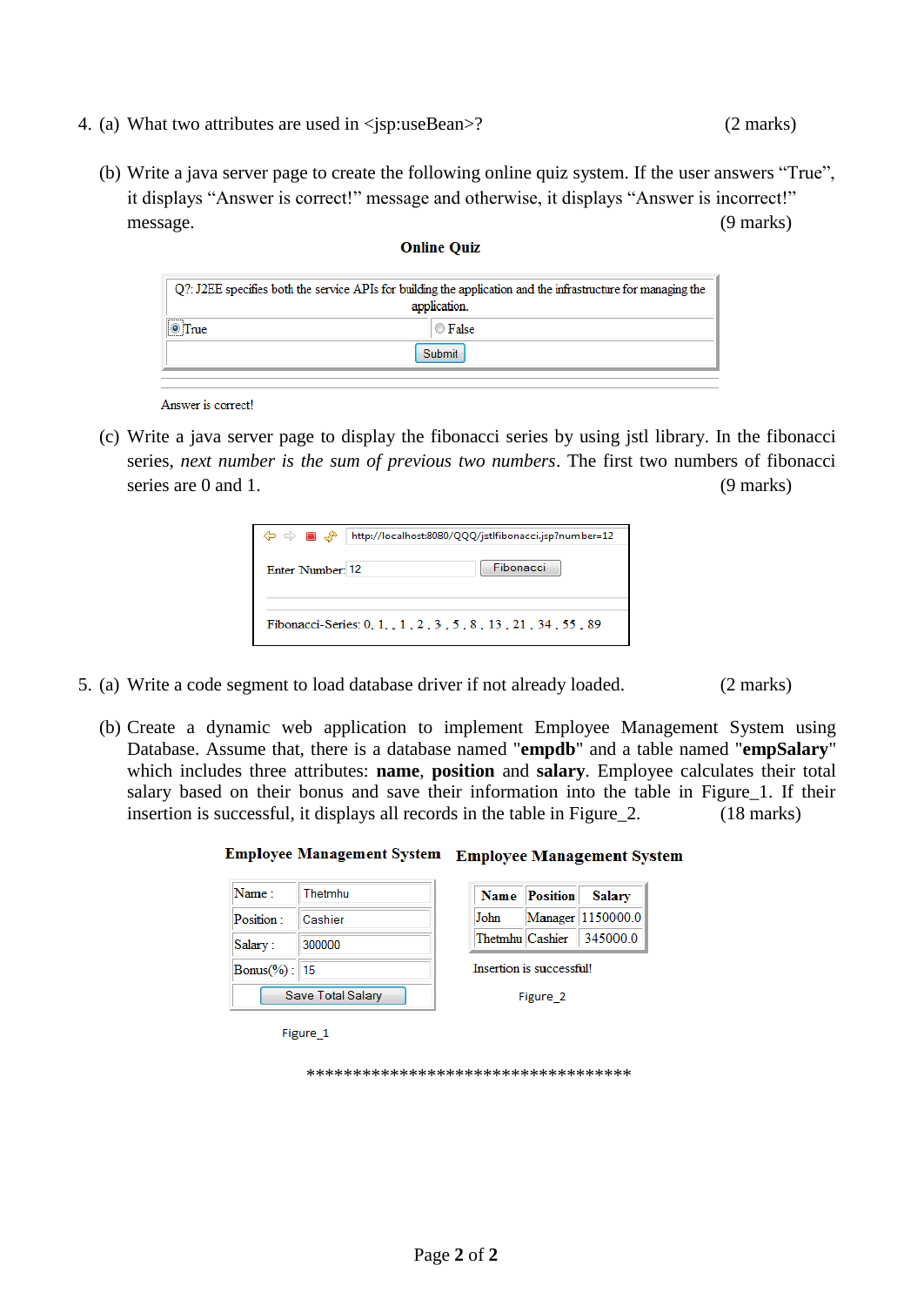4. (a) What two attributes are used in <jsp:useBean>? (2 marks)

   (b) Write a java server page to create the following online quiz system. If the user answers "True", it displays "Answer is correct!" message and otherwise, it displays "Answer is incorrect!" message. (9 marks)

**Online Quiz**

| | |
|---|---|
| Q?: J2EE specifies both the service APIs for building the application and the infrastructure for managing the application. | |
| ◉ True | ○ False |
| Submit | |

Answer is correct!

   (c) Write a java server page to display the fibonacci series by using jstl library. In the fibonacci series, *next number is the sum of previous two numbers*. The first two numbers of fibonacci series are 0 and 1. (9 marks)

http://localhost:8080/QQQ/jstlfibonacci.jsp?number=12

Enter Number: 12 [Fibonacci]

Fibonacci-Series: 0, 1, , 1 , 2 , 3 , 5 , 8 , 13 , 21 , 34 , 55 , 89

5. (a) Write a code segment to load database driver if not already loaded. (2 marks)

   (b) Create a dynamic web application to implement Employee Management System using Database. Assume that, there is a database named "**empdb**" and a table named "**empSalary**" which includes three attributes: **name**, **position** and **salary**. Employee calculates their total salary based on their bonus and save their information into the table in Figure_1. If their insertion is successful, it displays all records in the table in Figure_2. (18 marks)

**Employee Management System**

| | |
|---|---|
| Name : | Thetmhu |
| Position : | Cashier |
| Salary : | 300000 |
| Bonus(%) : | 15 |
| Save Total Salary | |

Figure_1

**Employee Management System**

| Name | Position | Salary |
|---|---|---|
| John | Manager | 1150000.0 |
| Thetmhu | Cashier | 345000.0 |

Insertion is successful!

Figure_2

************************************